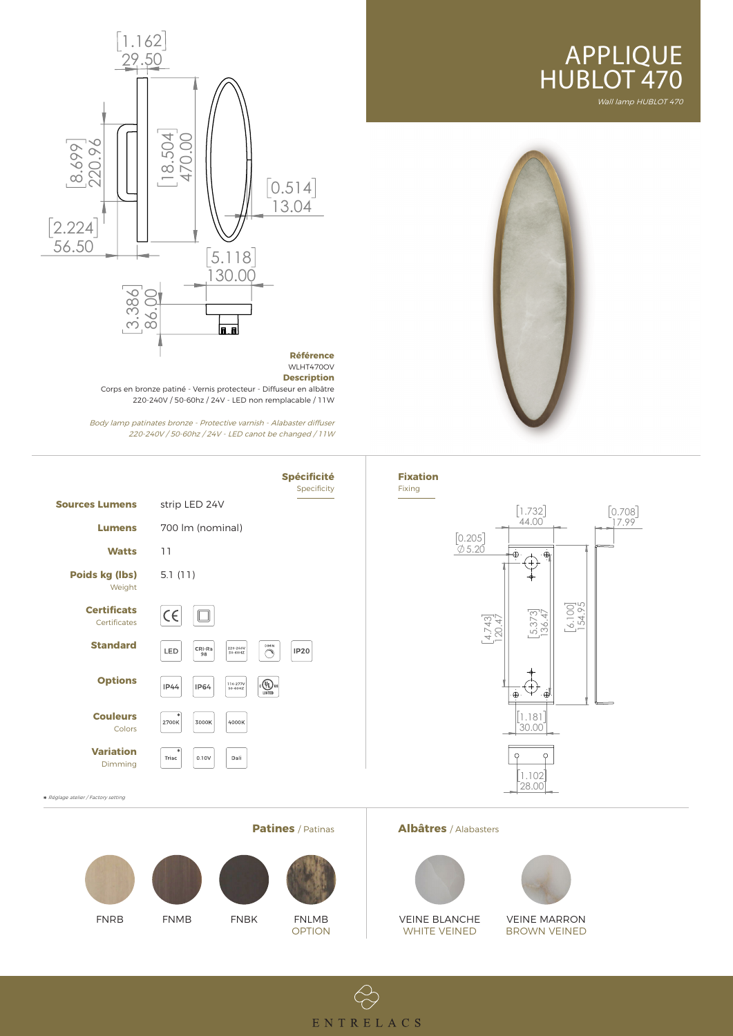# APPLIQUE HUBLOT 470

*Wall lamp HUBLOT 470*

**Référence**
WLHT470OV

**Description**
Corps en bronze patiné - Vernis protecteur - Diffuseur en albâtre
220-240V / 50-60hz / 24V - LED non remplacable / 11W

*Body lamp patinates bronze - Protective varnish - Alabaster diffuser*
*220-240V / 50-60hz / 24V - LED canot be changed / 11W*

## Spécificité
Specificity

| | |
|---|---|
| **Sources Lumens** | strip LED 24V |
| **Lumens** | 700 lm (nominal) |
| **Watts** | 11 |
| **Poids kg (lbs)** Weight | 5.1 (11) |
| **Certificats** Certificates | CE, ▢ |
| **Standard** | LED, CRI-Ra 98, 220-240V 50-60HZ, DIMM, IP20 |
| **Options** | IP44, IP64, 114-277V 50-60HZ, UL LISTED |
| **Couleurs** Colors | 2700K*, 3000K, 4000K |
| **Variation** Dimming | Triac*, 0.10V, Dali |

* *Réglage atelier / Factory setting*

## Fixation
Fixing

## Patines / Patinas

FNRB · FNMB · FNBK · FNLMB OPTION

## Albâtres / Alabasters

VEINE BLANCHE / WHITE VEINED · VEINE MARRON / BROWN VEINED

ENTRELACS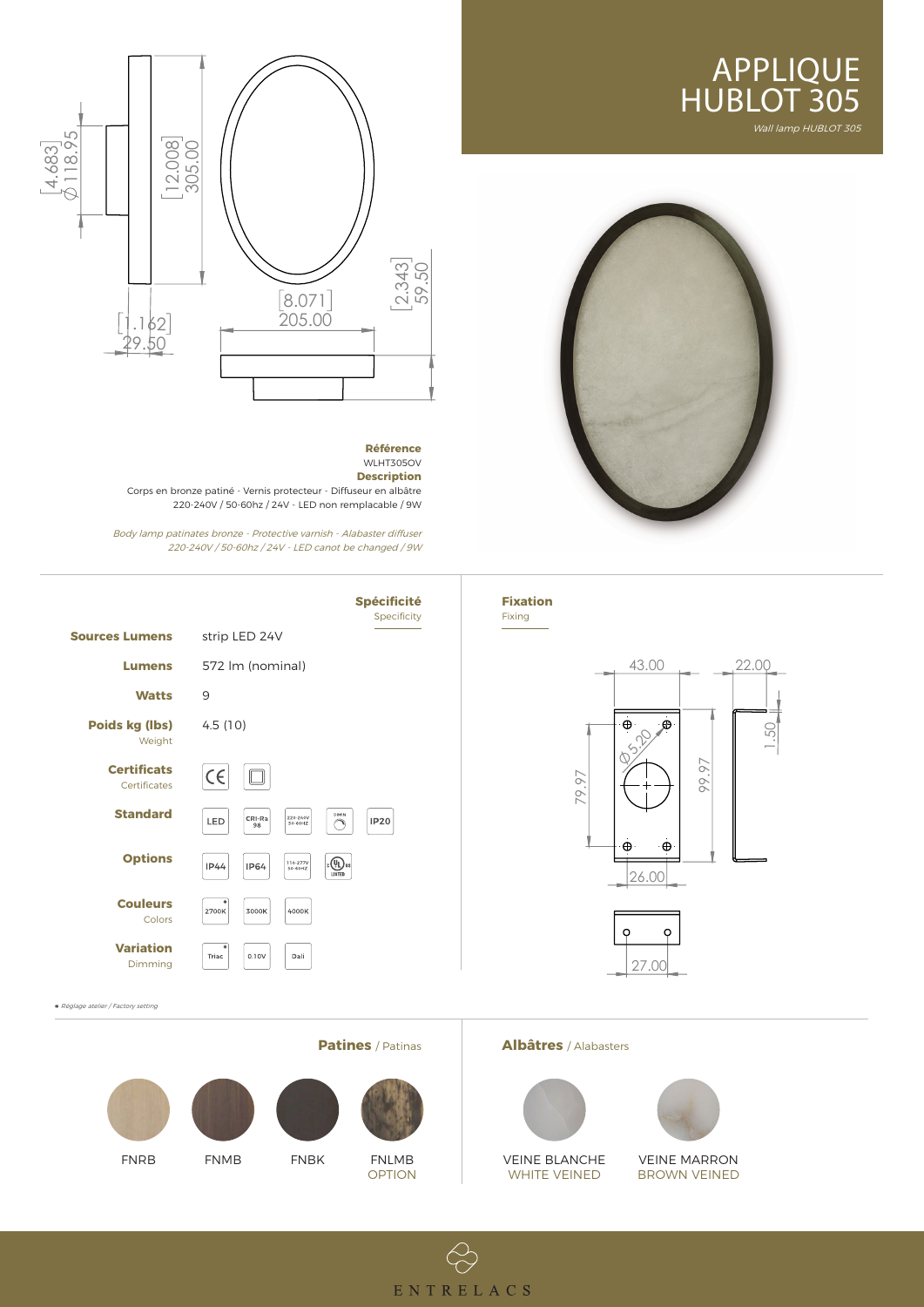# APPLIQUE HUBLOT 305

*Wall lamp HUBLOT 305*

[4.683]
Ø118.95

[12.008]
305.00

[8.071]
205.00

[2.343]
59.50

[1.162]
29.50

**Référence**
WLHT305OV

**Description**
Corps en bronze patiné - Vernis protecteur - Diffuseur en albâtre
220-240V / 50-60hz / 24V - LED non remplacable / 9W

*Body lamp patinates bronze - Protective varnish - Alabaster diffuser*
*220-240V / 50-60hz / 24V - LED canot be changed / 9W*

## Spécificité / Specificity

| | |
|---|---|
| **Sources Lumens** | strip LED 24V |
| **Lumens** | 572 lm (nominal) |
| **Watts** | 9 |
| **Poids kg (lbs)** Weight | 4.5 (10) |
| **Certificats** Certificates | CE, ☐ |
| **Standard** | LED, CRI-Ra 98, 220-240V 50-60HZ, DIMIN, IP20 |
| **Options** | IP44, IP64, 110-277V 50-60HZ, UL LISTED |
| **Couleurs** Colors | 2700K*, 3000K, 4000K |
| **Variation** Dimming | Triac*, 0.10V, Dali |

*\* Réglage atelier / Factory setting*

## Fixation / Fixing

43.00
22.00
Ø5.20
79.97
99.97
1.50
26.00
27.00

## Patines / Patinas

FNRB
FNMB
FNBK
FNLMB OPTION

## Albâtres / Alabasters

VEINE BLANCHE / WHITE VEINED
VEINE MARRON / BROWN VEINED

ENTRELACS